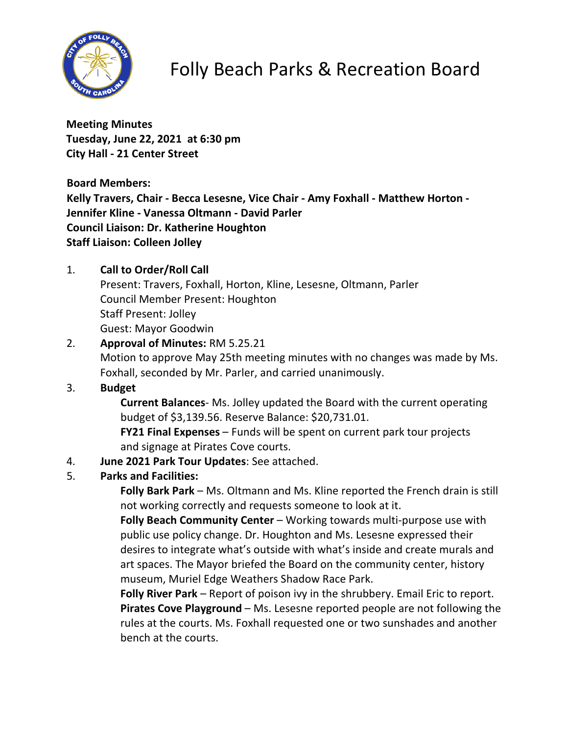# Folly Beach Parks & Recreation Board

**Meeting Minutes**
**Tuesday, June 22, 2021 at 6:30 pm**
**City Hall - 21 Center Street**

**Board Members:**
**Kelly Travers, Chair - Becca Lesesne, Vice Chair - Amy Foxhall - Matthew Horton - Jennifer Kline - Vanessa Oltmann - David Parler**
**Council Liaison: Dr. Katherine Houghton**
**Staff Liaison: Colleen Jolley**

1. **Call to Order/Roll Call**
   Present: Travers, Foxhall, Horton, Kline, Lesesne, Oltmann, Parler
   Council Member Present: Houghton
   Staff Present: Jolley
   Guest: Mayor Goodwin
2. **Approval of Minutes:** RM 5.25.21
   Motion to approve May 25th meeting minutes with no changes was made by Ms. Foxhall, seconded by Mr. Parler, and carried unanimously.
3. **Budget**
   **Current Balances**- Ms. Jolley updated the Board with the current operating budget of $3,139.56. Reserve Balance: $20,731.01.
   **FY21 Final Expenses** – Funds will be spent on current park tour projects and signage at Pirates Cove courts.
4. **June 2021 Park Tour Updates**: See attached.
5. **Parks and Facilities:**
   **Folly Bark Park** – Ms. Oltmann and Ms. Kline reported the French drain is still not working correctly and requests someone to look at it.
   **Folly Beach Community Center** – Working towards multi-purpose use with public use policy change. Dr. Houghton and Ms. Lesesne expressed their desires to integrate what's outside with what's inside and create murals and art spaces. The Mayor briefed the Board on the community center, history museum, Muriel Edge Weathers Shadow Race Park.
   **Folly River Park** – Report of poison ivy in the shrubbery. Email Eric to report.
   **Pirates Cove Playground** – Ms. Lesesne reported people are not following the rules at the courts. Ms. Foxhall requested one or two sunshades and another bench at the courts.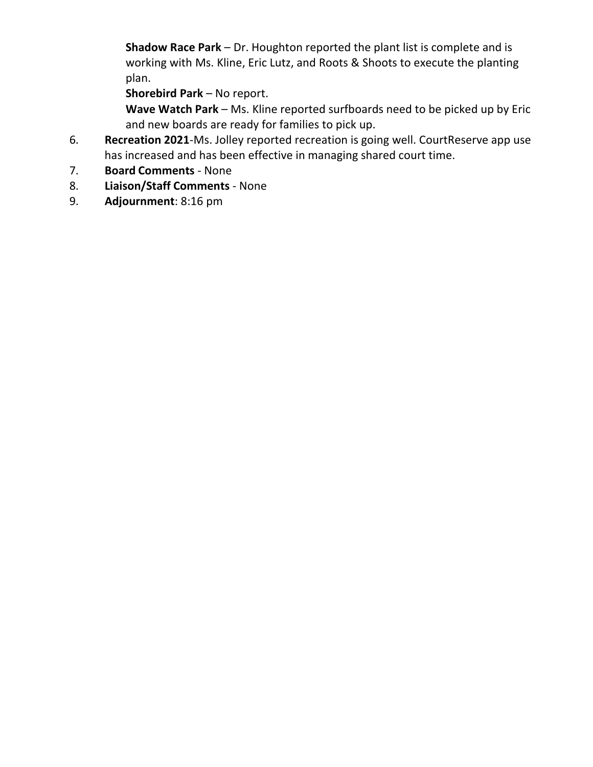**Shadow Race Park** – Dr. Houghton reported the plant list is complete and is working with Ms. Kline, Eric Lutz, and Roots & Shoots to execute the planting plan.

**Shorebird Park** – No report.

**Wave Watch Park** – Ms. Kline reported surfboards need to be picked up by Eric and new boards are ready for families to pick up.

6. **Recreation 2021**-Ms. Jolley reported recreation is going well. CourtReserve app use has increased and has been effective in managing shared court time.
7. **Board Comments** - None
8. **Liaison/Staff Comments** - None
9. **Adjournment**: 8:16 pm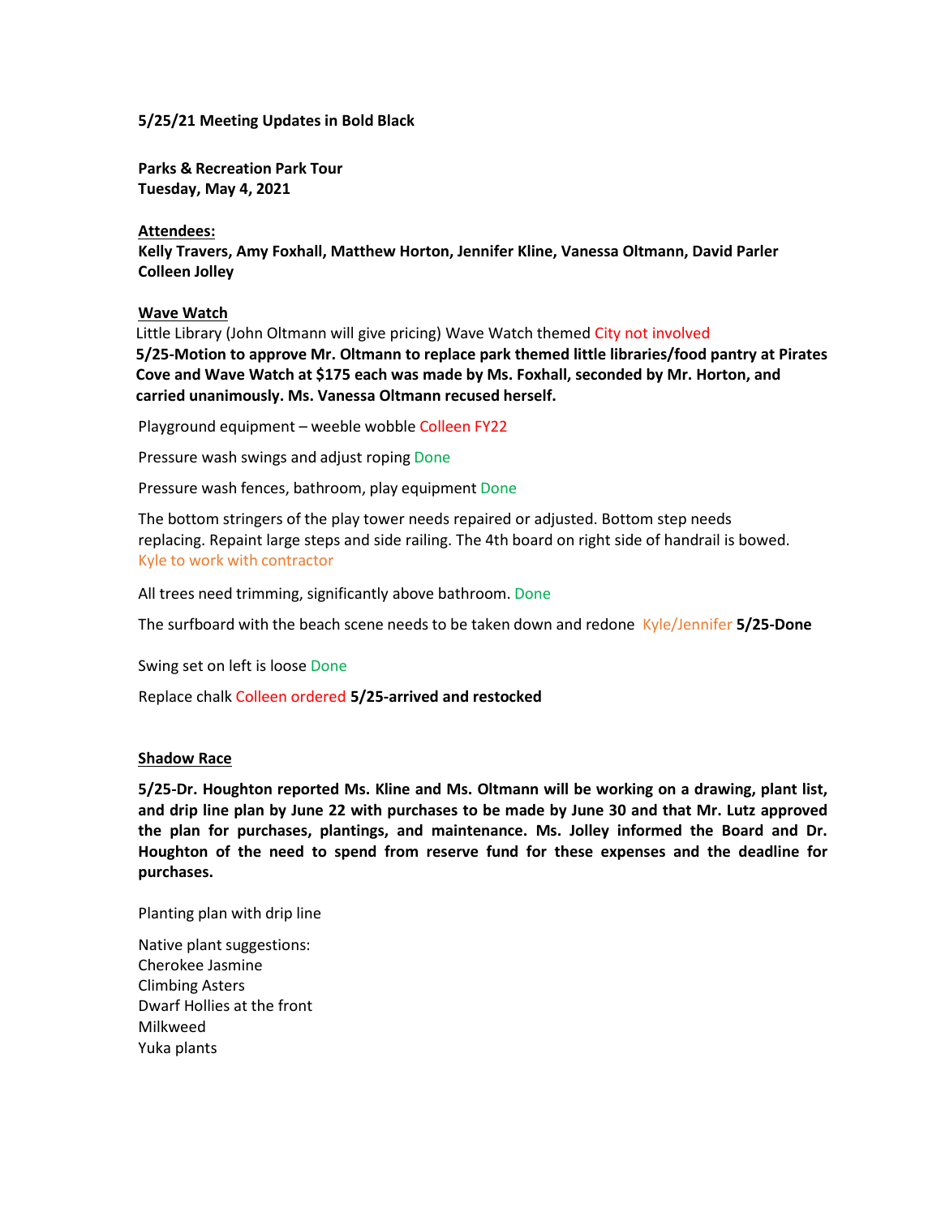**5/25/21 Meeting Updates in Bold Black**

**Parks & Recreation Park Tour**
**Tuesday, May 4, 2021**

**Attendees:**
**Kelly Travers, Amy Foxhall, Matthew Horton, Jennifer Kline, Vanessa Oltmann, David Parler Colleen Jolley**

## Wave Watch

Little Library (John Oltmann will give pricing) Wave Watch themed City not involved
**5/25-Motion to approve Mr. Oltmann to replace park themed little libraries/food pantry at Pirates Cove and Wave Watch at $175 each was made by Ms. Foxhall, seconded by Mr. Horton, and carried unanimously. Ms. Vanessa Oltmann recused herself.**

Playground equipment – weeble wobble Colleen FY22

Pressure wash swings and adjust roping Done

Pressure wash fences, bathroom, play equipment Done

The bottom stringers of the play tower needs repaired or adjusted. Bottom step needs replacing. Repaint large steps and side railing. The 4th board on right side of handrail is bowed. Kyle to work with contractor

All trees need trimming, significantly above bathroom. Done

The surfboard with the beach scene needs to be taken down and redone Kyle/Jennifer **5/25-Done**

Swing set on left is loose Done

Replace chalk Colleen ordered **5/25-arrived and restocked**

## Shadow Race

**5/25-Dr. Houghton reported Ms. Kline and Ms. Oltmann will be working on a drawing, plant list, and drip line plan by June 22 with purchases to be made by June 30 and that Mr. Lutz approved the plan for purchases, plantings, and maintenance. Ms. Jolley informed the Board and Dr. Houghton of the need to spend from reserve fund for these expenses and the deadline for purchases.**

Planting plan with drip line

Native plant suggestions:
Cherokee Jasmine
Climbing Asters
Dwarf Hollies at the front
Milkweed
Yuka plants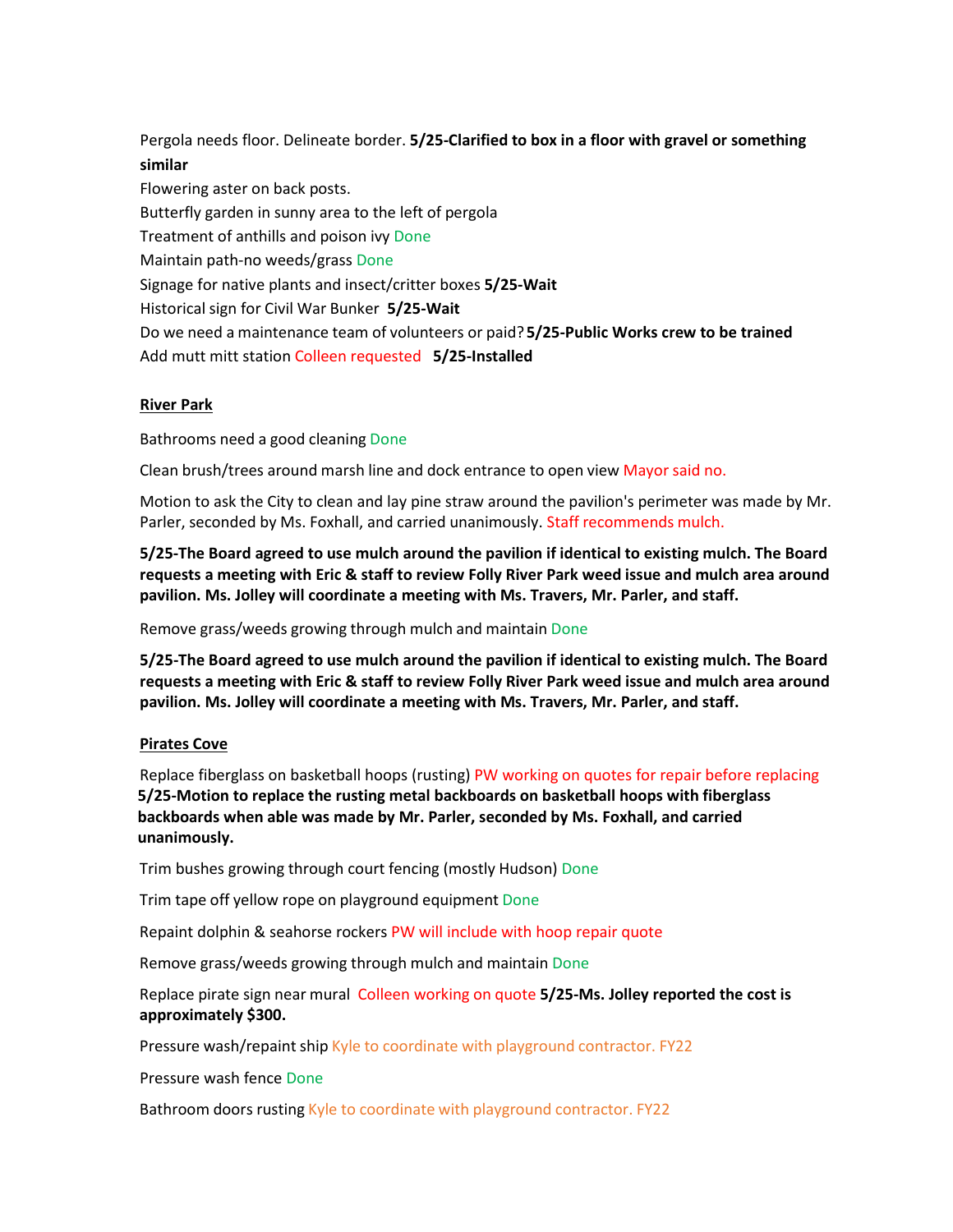Pergola needs floor. Delineate border. **5/25-Clarified to box in a floor with gravel or something similar**

Flowering aster on back posts.

Butterfly garden in sunny area to the left of pergola

Treatment of anthills and poison ivy Done

Maintain path-no weeds/grass Done

Signage for native plants and insect/critter boxes **5/25-Wait**

Historical sign for Civil War Bunker **5/25-Wait**

Do we need a maintenance team of volunteers or paid? **5/25-Public Works crew to be trained**

Add mutt mitt station Colleen requested **5/25-Installed**

**River Park**

Bathrooms need a good cleaning Done

Clean brush/trees around marsh line and dock entrance to open view Mayor said no.

Motion to ask the City to clean and lay pine straw around the pavilion's perimeter was made by Mr. Parler, seconded by Ms. Foxhall, and carried unanimously. Staff recommends mulch.

**5/25-The Board agreed to use mulch around the pavilion if identical to existing mulch. The Board requests a meeting with Eric & staff to review Folly River Park weed issue and mulch area around pavilion. Ms. Jolley will coordinate a meeting with Ms. Travers, Mr. Parler, and staff.**

Remove grass/weeds growing through mulch and maintain Done

**5/25-The Board agreed to use mulch around the pavilion if identical to existing mulch. The Board requests a meeting with Eric & staff to review Folly River Park weed issue and mulch area around pavilion. Ms. Jolley will coordinate a meeting with Ms. Travers, Mr. Parler, and staff.**

**Pirates Cove**

Replace fiberglass on basketball hoops (rusting) PW working on quotes for repair before replacing **5/25-Motion to replace the rusting metal backboards on basketball hoops with fiberglass backboards when able was made by Mr. Parler, seconded by Ms. Foxhall, and carried unanimously.**

Trim bushes growing through court fencing (mostly Hudson) Done

Trim tape off yellow rope on playground equipment Done

Repaint dolphin & seahorse rockers PW will include with hoop repair quote

Remove grass/weeds growing through mulch and maintain Done

Replace pirate sign near mural Colleen working on quote **5/25-Ms. Jolley reported the cost is approximately $300.**

Pressure wash/repaint ship Kyle to coordinate with playground contractor. FY22

Pressure wash fence Done

Bathroom doors rusting Kyle to coordinate with playground contractor. FY22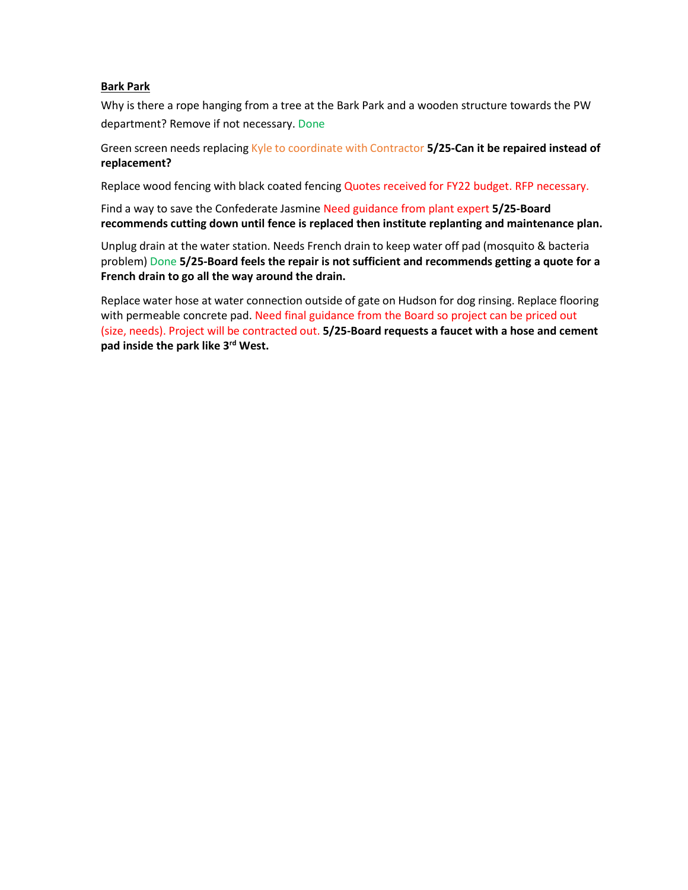**Bark Park**

Why is there a rope hanging from a tree at the Bark Park and a wooden structure towards the PW department? Remove if not necessary. Done

Green screen needs replacing Kyle to coordinate with Contractor **5/25-Can it be repaired instead of replacement?**

Replace wood fencing with black coated fencing Quotes received for FY22 budget. RFP necessary.

Find a way to save the Confederate Jasmine Need guidance from plant expert **5/25-Board recommends cutting down until fence is replaced then institute replanting and maintenance plan.**

Unplug drain at the water station. Needs French drain to keep water off pad (mosquito & bacteria problem) Done **5/25-Board feels the repair is not sufficient and recommends getting a quote for a French drain to go all the way around the drain.**

Replace water hose at water connection outside of gate on Hudson for dog rinsing. Replace flooring with permeable concrete pad. Need final guidance from the Board so project can be priced out (size, needs). Project will be contracted out. **5/25-Board requests a faucet with a hose and cement pad inside the park like 3rd West.**